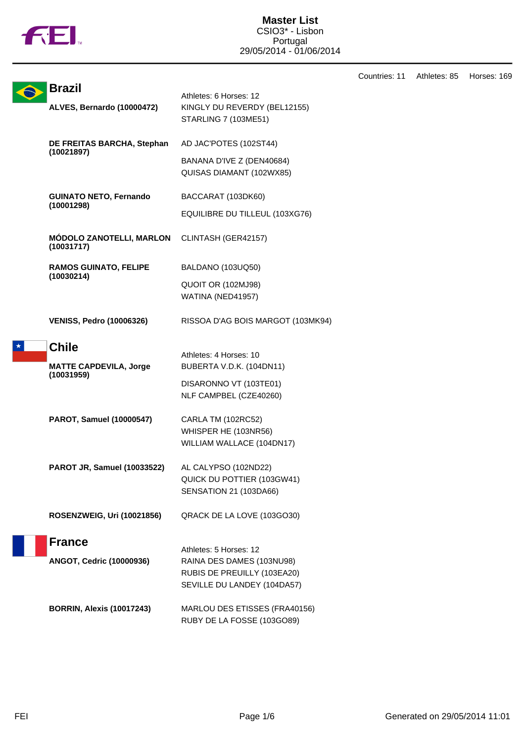# Master List

CSIO3* - Lisbon
Portugal
29/05/2014 - 01/06/2014

Countries: 11 Athletes: 85 Horses: 169

## Brazil

Athletes: 6 Horses: 12

**ALVES, Bernardo (10000472)**
- KINGLY DU REVERDY (BEL12155)
- STARLING 7 (103ME51)

**DE FREITAS BARCHA, Stephan (10021897)**
- AD JAC'POTES (102ST44)
- BANANA D'IVE Z (DEN40684)
- QUISAS DIAMANT (102WX85)

**GUINATO NETO, Fernando (10001298)**
- BACCARAT (103DK60)
- EQUILIBRE DU TILLEUL (103XG76)

**MÓDOLO ZANOTELLI, MARLON (10031717)**
- CLINTASH (GER42157)

**RAMOS GUINATO, FELIPE (10030214)**
- BALDANO (103UQ50)
- QUOIT OR (102MJ98)
- WATINA (NED41957)

**VENISS, Pedro (10006326)**
- RISSOA D'AG BOIS MARGOT (103MK94)

## Chile

Athletes: 4 Horses: 10

**MATTE CAPDEVILA, Jorge (10031959)**
- BUBERTA V.D.K. (104DN11)
- DISARONNO VT (103TE01)
- NLF CAMPBEL (CZE40260)

**PAROT, Samuel (10000547)**
- CARLA TM (102RC52)
- WHISPER HE (103NR56)
- WILLIAM WALLACE (104DN17)

**PAROT JR, Samuel (10033522)**
- AL CALYPSO (102ND22)
- QUICK DU POTTIER (103GW41)
- SENSATION 21 (103DA66)

**ROSENZWEIG, Uri (10021856)**
- QRACK DE LA LOVE (103GO30)

## France

Athletes: 5 Horses: 12

**ANGOT, Cedric (10000936)**
- RAINA DES DAMES (103NU98)
- RUBIS DE PREUILLY (103EA20)
- SEVILLE DU LANDEY (104DA57)

**BORRIN, Alexis (10017243)**
- MARLOU DES ETISSES (FRA40156)
- RUBY DE LA FOSSE (103GO89)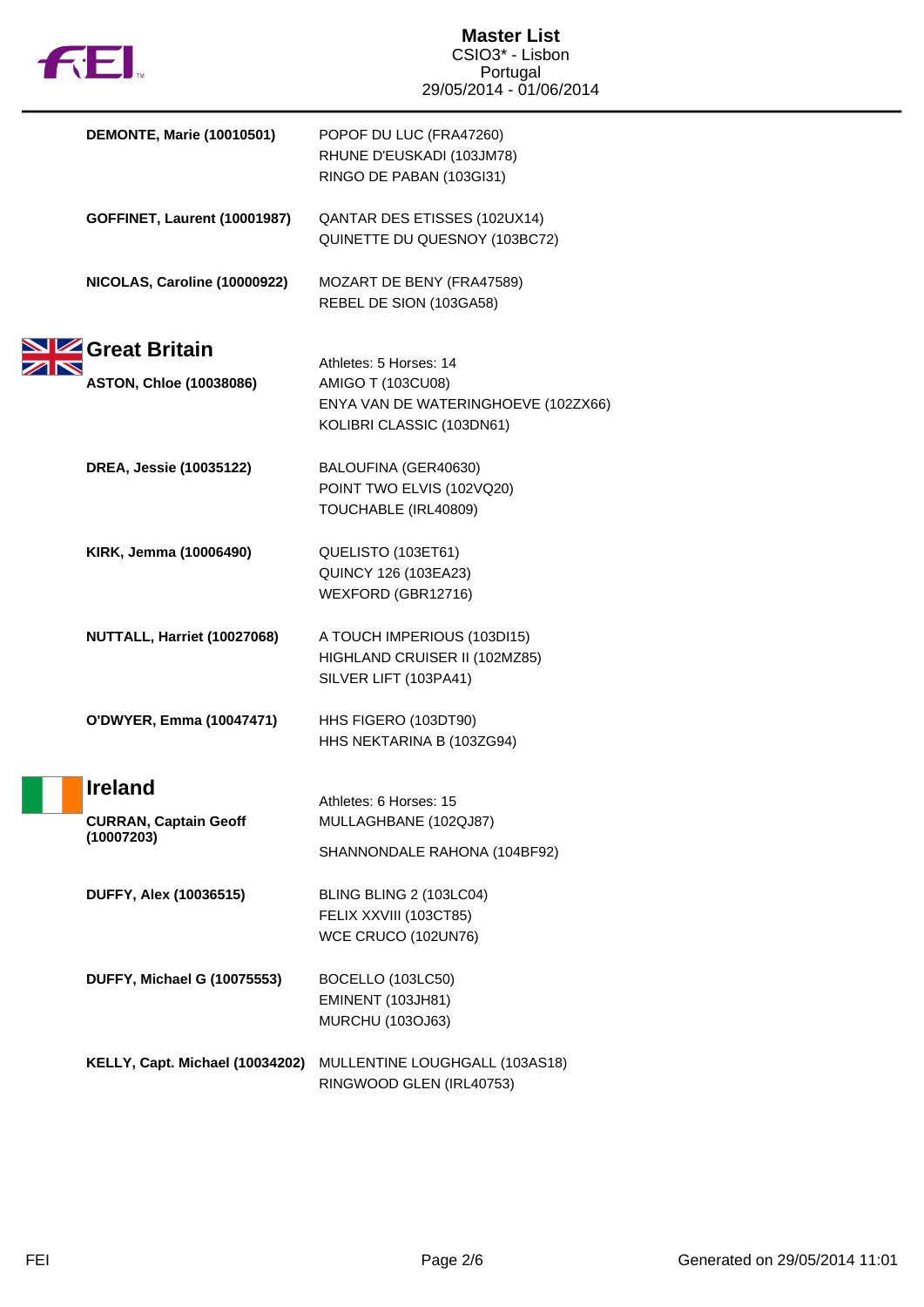**DEMONTE, Marie (10010501)**
- POPOF DU LUC (FRA47260)
- RHUNE D'EUSKADI (103JM78)
- RINGO DE PABAN (103GI31)

**GOFFINET, Laurent (10001987)**
- QANTAR DES ETISSES (102UX14)
- QUINETTE DU QUESNOY (103BC72)

**NICOLAS, Caroline (10000922)**
- MOZART DE BENY (FRA47589)
- REBEL DE SION (103GA58)

## Great Britain

Athletes: 5 Horses: 14

**ASTON, Chloe (10038086)**
- AMIGO T (103CU08)
- ENYA VAN DE WATERINGHOEVE (102ZX66)
- KOLIBRI CLASSIC (103DN61)

**DREA, Jessie (10035122)**
- BALOUFINA (GER40630)
- POINT TWO ELVIS (102VQ20)
- TOUCHABLE (IRL40809)

**KIRK, Jemma (10006490)**
- QUELISTO (103ET61)
- QUINCY 126 (103EA23)
- WEXFORD (GBR12716)

**NUTTALL, Harriet (10027068)**
- A TOUCH IMPERIOUS (103DI15)
- HIGHLAND CRUISER II (102MZ85)
- SILVER LIFT (103PA41)

**O'DWYER, Emma (10047471)**
- HHS FIGERO (103DT90)
- HHS NEKTARINA B (103ZG94)

## Ireland

Athletes: 6 Horses: 15

**CURRAN, Captain Geoff (10007203)**
- MULLAGHBANE (102QJ87)
- SHANNONDALE RAHONA (104BF92)

**DUFFY, Alex (10036515)**
- BLING BLING 2 (103LC04)
- FELIX XXVIII (103CT85)
- WCE CRUCO (102UN76)

**DUFFY, Michael G (10075553)**
- BOCELLO (103LC50)
- EMINENT (103JH81)
- MURCHU (103OJ63)

**KELLY, Capt. Michael (10034202)**
- MULLENTINE LOUGHGALL (103AS18)
- RINGWOOD GLEN (IRL40753)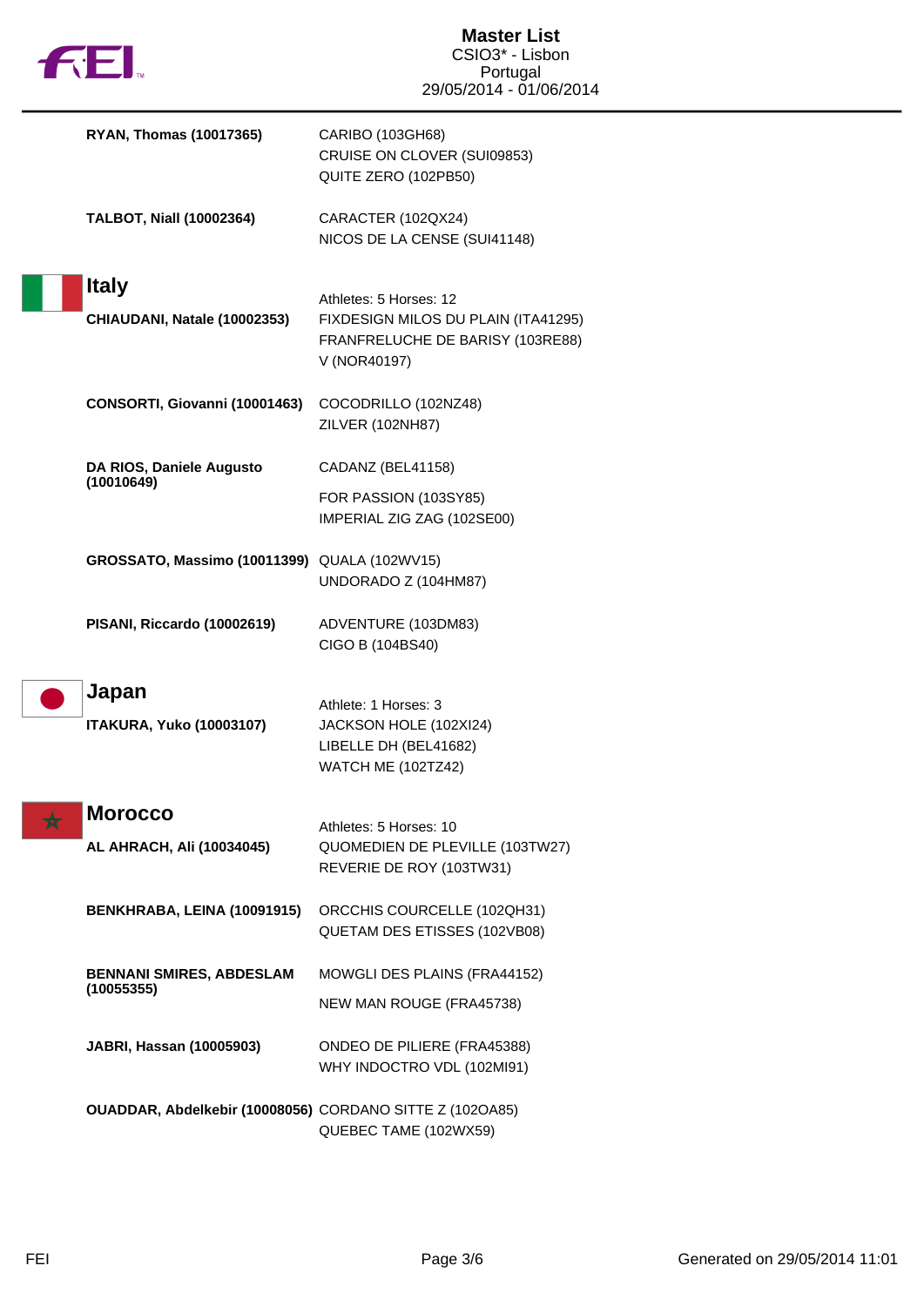| | |
|---|---|
| **RYAN, Thomas (10017365)** | CARIBO (103GH68)<br>CRUISE ON CLOVER (SUI09853)<br>QUITE ZERO (102PB50) |
| **TALBOT, Niall (10002364)** | CARACTER (102QX24)<br>NICOS DE LA CENSE (SUI41148) |

## Italy

Athletes: 5 Horses: 12

| | |
|---|---|
| **CHIAUDANI, Natale (10002353)** | FIXDESIGN MILOS DU PLAIN (ITA41295)<br>FRANFRELUCHE DE BARISY (103RE88)<br>V (NOR40197) |
| **CONSORTI, Giovanni (10001463)** | COCODRILLO (102NZ48)<br>ZILVER (102NH87) |
| **DA RIOS, Daniele Augusto (10010649)** | CADANZ (BEL41158)<br>FOR PASSION (103SY85)<br>IMPERIAL ZIG ZAG (102SE00) |
| **GROSSATO, Massimo (10011399)** | QUALA (102WV15)<br>UNDORADO Z (104HM87) |
| **PISANI, Riccardo (10002619)** | ADVENTURE (103DM83)<br>CIGO B (104BS40) |

## Japan

Athlete: 1 Horses: 3

| | |
|---|---|
| **ITAKURA, Yuko (10003107)** | JACKSON HOLE (102XI24)<br>LIBELLE DH (BEL41682)<br>WATCH ME (102TZ42) |

## Morocco

Athletes: 5 Horses: 10

| | |
|---|---|
| **AL AHRACH, Ali (10034045)** | QUOMEDIEN DE PLEVILLE (103TW27)<br>REVERIE DE ROY (103TW31) |
| **BENKHRABA, LEINA (10091915)** | ORCCHIS COURCELLE (102QH31)<br>QUETAM DES ETISSES (102VB08) |
| **BENNANI SMIRES, ABDESLAM (10055355)** | MOWGLI DES PLAINS (FRA44152)<br>NEW MAN ROUGE (FRA45738) |
| **JABRI, Hassan (10005903)** | ONDEO DE PILIERE (FRA45388)<br>WHY INDOCTRO VDL (102MI91) |
| **OUADDAR, Abdelkebir (10008056)** | CORDANO SITTE Z (102OA85)<br>QUEBEC TAME (102WX59) |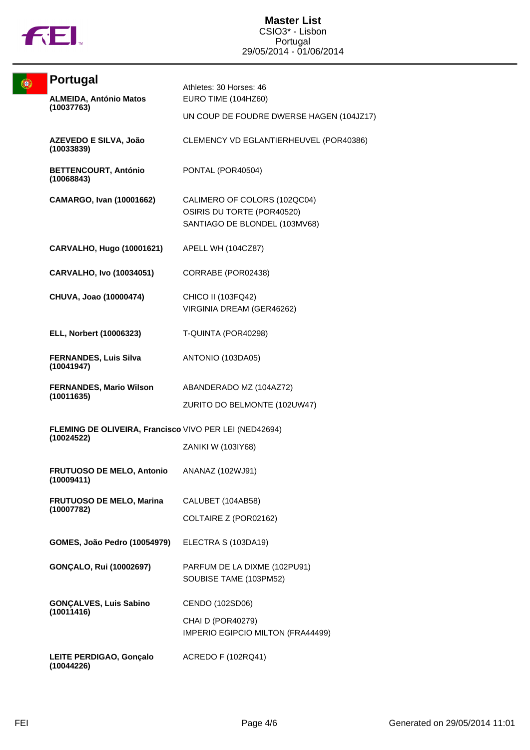**Master List**
CSIO3* - Lisbon
Portugal
29/05/2014 - 01/06/2014

## Portugal

Athletes: 30 Horses: 46

| Athlete | Horses |
|---|---|
| **ALMEIDA, António Matos (10037763)** | EURO TIME (104HZ60)<br>UN COUP DE FOUDRE DWERSE HAGEN (104JZ17) |
| **AZEVEDO E SILVA, João (10033839)** | CLEMENCY VD EGLANTIERHEUVEL (POR40386) |
| **BETTENCOURT, António (10068843)** | PONTAL (POR40504) |
| **CAMARGO, Ivan (10001662)** | CALIMERO OF COLORS (102QC04)<br>OSIRIS DU TORTE (POR40520)<br>SANTIAGO DE BLONDEL (103MV68) |
| **CARVALHO, Hugo (10001621)** | APELL WH (104CZ87) |
| **CARVALHO, Ivo (10034051)** | CORRABE (POR02438) |
| **CHUVA, Joao (10000474)** | CHICO II (103FQ42)<br>VIRGINIA DREAM (GER46262) |
| **ELL, Norbert (10006323)** | T-QUINTA (POR40298) |
| **FERNANDES, Luis Silva (10041947)** | ANTONIO (103DA05) |
| **FERNANDES, Mario Wilson (10011635)** | ABANDERADO MZ (104AZ72)<br>ZURITO DO BELMONTE (102UW47) |
| **FLEMING DE OLIVEIRA, Francisco (10024522)** | VIVO PER LEI (NED42694)<br>ZANIKI W (103IY68) |
| **FRUTUOSO DE MELO, Antonio (10009411)** | ANANAZ (102WJ91) |
| **FRUTUOSO DE MELO, Marina (10007782)** | CALUBET (104AB58)<br>COLTAIRE Z (POR02162) |
| **GOMES, João Pedro (10054979)** | ELECTRA S (103DA19) |
| **GONÇALO, Rui (10002697)** | PARFUM DE LA DIXME (102PU91)<br>SOUBISE TAME (103PM52) |
| **GONÇALVES, Luis Sabino (10011416)** | CENDO (102SD06)<br>CHAI D (POR40279)<br>IMPERIO EGIPCIO MILTON (FRA44499) |
| **LEITE PERDIGAO, Gonçalo (10044226)** | ACREDO F (102RQ41) |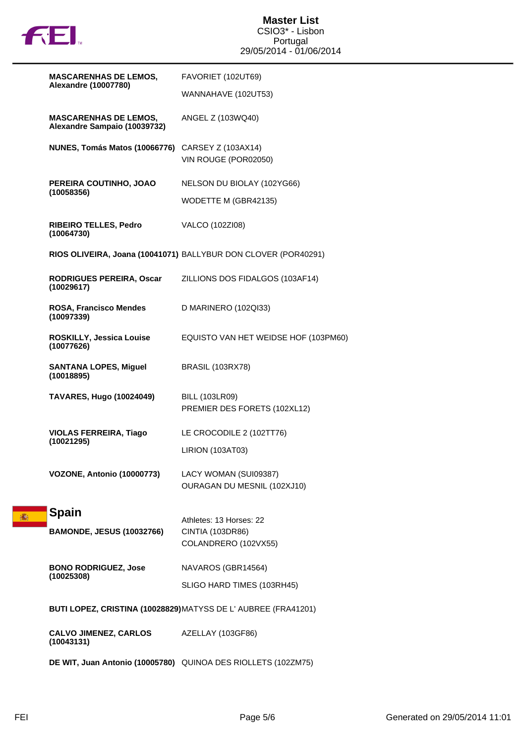| Athlete | Horse |
|---|---|
| **MASCARENHAS DE LEMOS, Alexandre (10007780)** | FAVORIET (102UT69) |
| | WANNAHAVE (102UT53) |
| **MASCARENHAS DE LEMOS, Alexandre Sampaio (10039732)** | ANGEL Z (103WQ40) |
| **NUNES, Tomás Matos (10066776)** | CARSEY Z (103AX14) |
| | VIN ROUGE (POR02050) |
| **PEREIRA COUTINHO, JOAO (10058356)** | NELSON DU BIOLAY (102YG66) |
| | WODETTE M (GBR42135) |
| **RIBEIRO TELLES, Pedro (10064730)** | VALCO (102ZI08) |
| **RIOS OLIVEIRA, Joana (10041071)** | BALLYBUR DON CLOVER (POR40291) |
| **RODRIGUES PEREIRA, Oscar (10029617)** | ZILLIONS DOS FIDALGOS (103AF14) |
| **ROSA, Francisco Mendes (10097339)** | D MARINERO (102QI33) |
| **ROSKILLY, Jessica Louise (10077626)** | EQUISTO VAN HET WEIDSE HOF (103PM60) |
| **SANTANA LOPES, Miguel (10018895)** | BRASIL (103RX78) |
| **TAVARES, Hugo (10024049)** | BILL (103LR09) |
| | PREMIER DES FORETS (102XL12) |
| **VIOLAS FERREIRA, Tiago (10021295)** | LE CROCODILE 2 (102TT76) |
| | LIRION (103AT03) |
| **VOZONE, Antonio (10000773)** | LACY WOMAN (SUI09387) |
| | OURAGAN DU MESNIL (102XJ10) |

## Spain

Athletes: 13 Horses: 22

| Athlete | Horse |
|---|---|
| **BAMONDE, JESUS (10032766)** | CINTIA (103DR86) |
| | COLANDRERO (102VX55) |
| **BONO RODRIGUEZ, Jose (10025308)** | NAVAROS (GBR14564) |
| | SLIGO HARD TIMES (103RH45) |
| **BUTI LOPEZ, CRISTINA (10028829)** | MATYSS DE L' AUBREE (FRA41201) |
| **CALVO JIMENEZ, CARLOS (10043131)** | AZELLAY (103GF86) |
| **DE WIT, Juan Antonio (10005780)** | QUINOA DES RIOLLETS (102ZM75) |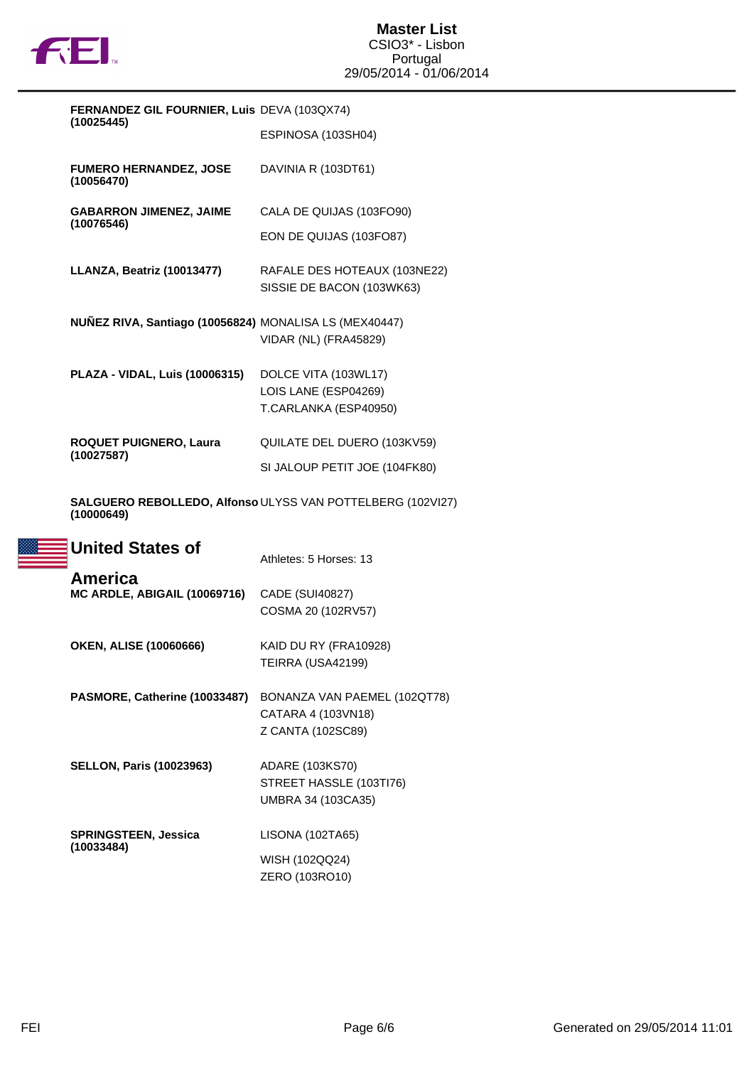| | |
|---|---|
| **FERNANDEZ GIL FOURNIER, Luis (10025445)** | DEVA (103QX74) |
| | ESPINOSA (103SH04) |
| **FUMERO HERNANDEZ, JOSE (10056470)** | DAVINIA R (103DT61) |
| **GABARRON JIMENEZ, JAIME (10076546)** | CALA DE QUIJAS (103FO90) |
| | EON DE QUIJAS (103FO87) |
| **LLANZA, Beatriz (10013477)** | RAFALE DES HOTEAUX (103NE22) |
| | SISSIE DE BACON (103WK63) |
| **NUÑEZ RIVA, Santiago (10056824)** | MONALISA LS (MEX40447) |
| | VIDAR (NL) (FRA45829) |
| **PLAZA - VIDAL, Luis (10006315)** | DOLCE VITA (103WL17) |
| | LOIS LANE (ESP04269) |
| | T.CARLANKA (ESP40950) |
| **ROQUET PUIGNERO, Laura (10027587)** | QUILATE DEL DUERO (103KV59) |
| | SI JALOUP PETIT JOE (104FK80) |
| **SALGUERO REBOLLEDO, Alfonso (10000649)** | ULYSS VAN POTTELBERG (102VI27) |

## United States of America

Athletes: 5 Horses: 13

| | |
|---|---|
| **MC ARDLE, ABIGAIL (10069716)** | CADE (SUI40827) |
| | COSMA 20 (102RV57) |
| **OKEN, ALISE (10060666)** | KAID DU RY (FRA10928) |
| | TEIRRA (USA42199) |
| **PASMORE, Catherine (10033487)** | BONANZA VAN PAEMEL (102QT78) |
| | CATARA 4 (103VN18) |
| | Z CANTA (102SC89) |
| **SELLON, Paris (10023963)** | ADARE (103KS70) |
| | STREET HASSLE (103TI76) |
| | UMBRA 34 (103CA35) |
| **SPRINGSTEEN, Jessica (10033484)** | LISONA (102TA65) |
| | WISH (102QQ24) |
| | ZERO (103RO10) |